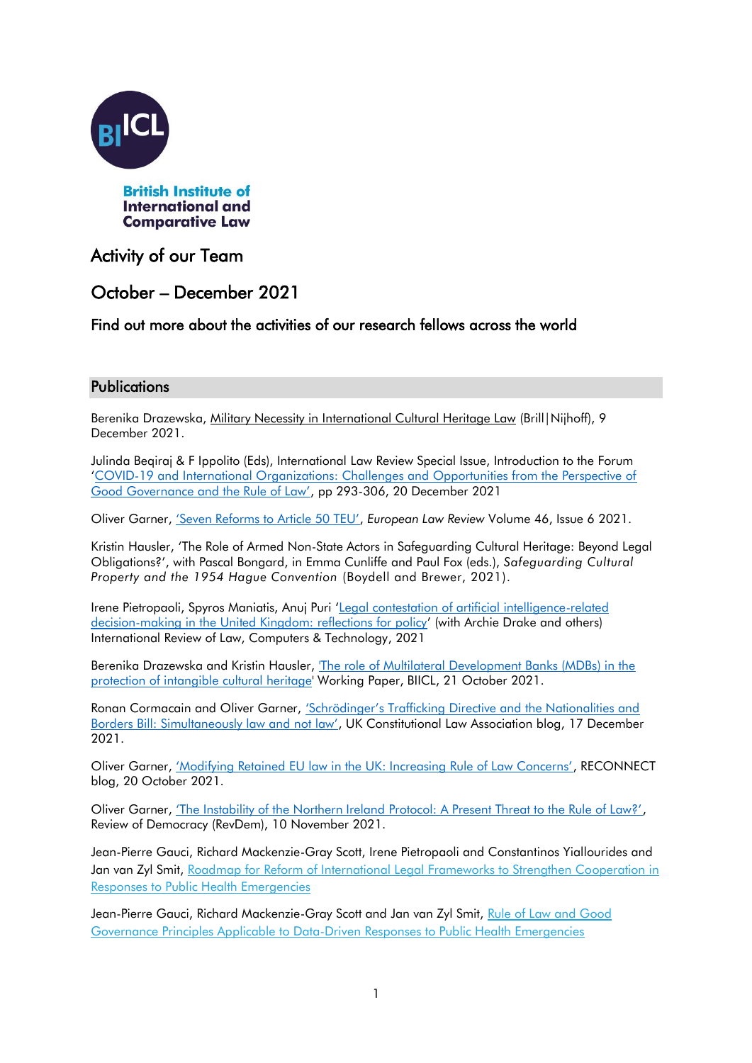British Institute of International and Comparative Law

# Activity of our Team

# October – December 2021

### Find out more about the activities of our research fellows across the world

## Publications

Berenika Drazewska, Military Necessity in International Cultural Heritage Law (Brill|Nijhoff), 9 December 2021.

Julinda Beqiraj & F Ippolito (Eds), International Law Review Special Issue, Introduction to the Forum 'COVID-19 and International Organizations: Challenges and Opportunities from the Perspective of Good Governance and the Rule of Law', pp 293-306, 20 December 2021

Oliver Garner, 'Seven Reforms to Article 50 TEU', *European Law Review* Volume 46, Issue 6 2021.

Kristin Hausler, 'The Role of Armed Non-State Actors in Safeguarding Cultural Heritage: Beyond Legal Obligations?', with Pascal Bongard, in Emma Cunliffe and Paul Fox (eds.), *Safeguarding Cultural Property and the 1954 Hague Convention* (Boydell and Brewer, 2021).

Irene Pietropaoli, Spyros Maniatis, Anuj Puri 'Legal contestation of artificial intelligence-related decision-making in the United Kingdom: reflections for policy' (with Archie Drake and others) International Review of Law, Computers & Technology, 2021

Berenika Drazewska and Kristin Hausler, 'The role of Multilateral Development Banks (MDBs) in the protection of intangible cultural heritage' Working Paper, BIICL, 21 October 2021.

Ronan Cormacain and Oliver Garner, 'Schrödinger's Trafficking Directive and the Nationalities and Borders Bill: Simultaneously law and not law', UK Constitutional Law Association blog, 17 December 2021.

Oliver Garner, 'Modifying Retained EU law in the UK: Increasing Rule of Law Concerns', RECONNECT blog, 20 October 2021.

Oliver Garner, 'The Instability of the Northern Ireland Protocol: A Present Threat to the Rule of Law?', Review of Democracy (RevDem), 10 November 2021.

Jean-Pierre Gauci, Richard Mackenzie-Gray Scott, Irene Pietropaoli and Constantinos Yiallourides and Jan van Zyl Smit, Roadmap for Reform of International Legal Frameworks to Strengthen Cooperation in Responses to Public Health Emergencies

Jean-Pierre Gauci, Richard Mackenzie-Gray Scott and Jan van Zyl Smit, Rule of Law and Good Governance Principles Applicable to Data-Driven Responses to Public Health Emergencies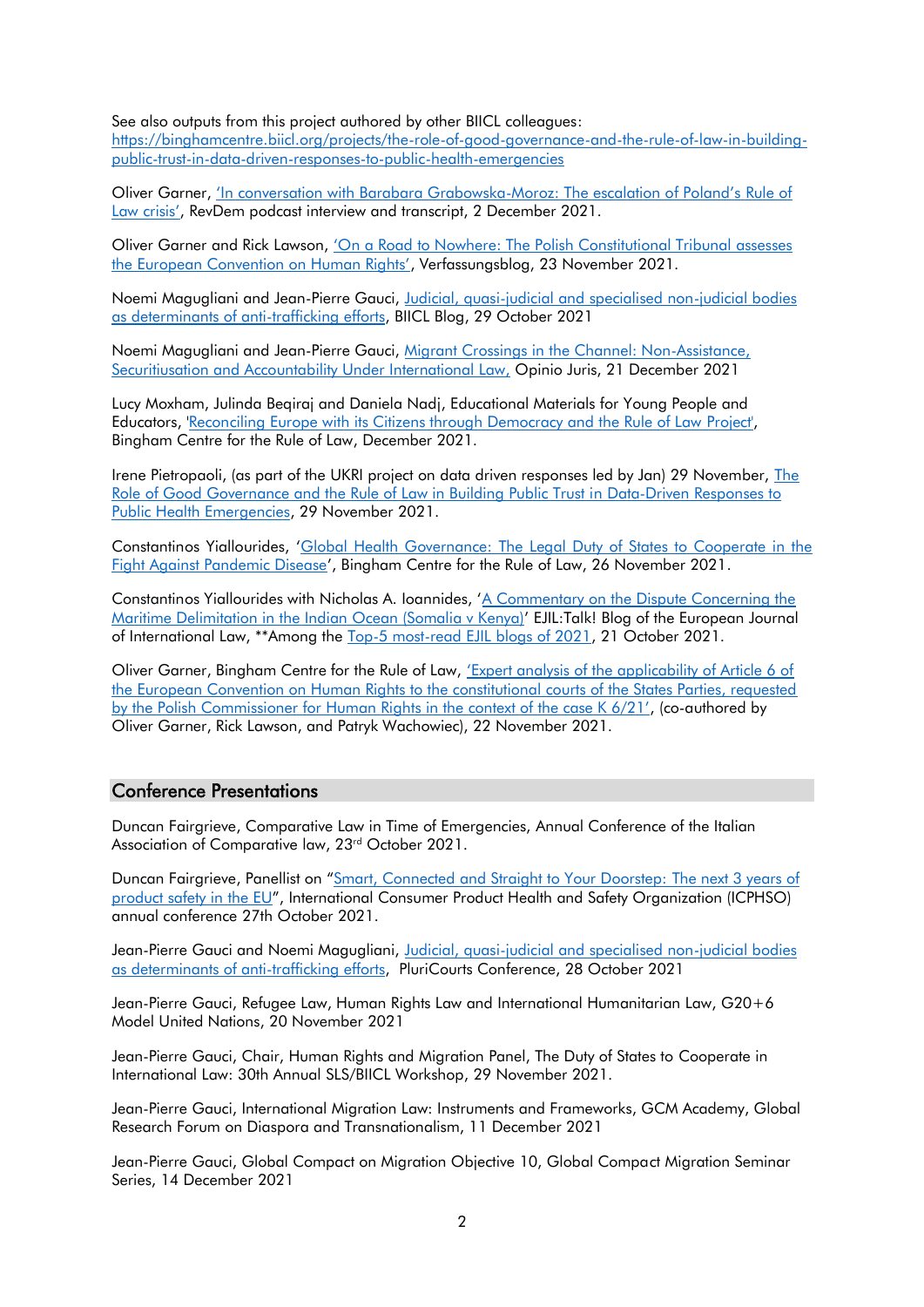See also outputs from this project authored by other BIICL colleagues: [https://binghamcentre.biicl.org/projects/the-role-of-good-governance-and-the-rule-of-law-in-building-public-trust-in-data-driven-responses-to-public-health-emergencies](https://binghamcentre.biicl.org/projects/the-role-of-good-governance-and-the-rule-of-law-in-building-public-trust-in-data-driven-responses-to-public-health-emergencies)

Oliver Garner, 'In conversation with Barabara Grabowska-Moroz: The escalation of Poland's Rule of Law crisis', RevDem podcast interview and transcript, 2 December 2021.

Oliver Garner and Rick Lawson, 'On a Road to Nowhere: The Polish Constitutional Tribunal assesses the European Convention on Human Rights', Verfassungsblog, 23 November 2021.

Noemi Magugliani and Jean-Pierre Gauci, Judicial, quasi-judicial and specialised non-judicial bodies as determinants of anti-trafficking efforts, BIICL Blog, 29 October 2021

Noemi Magugliani and Jean-Pierre Gauci, Migrant Crossings in the Channel: Non-Assistance, Securitiusation and Accountability Under International Law, Opinio Juris, 21 December 2021

Lucy Moxham, Julinda Beqiraj and Daniela Nadj, Educational Materials for Young People and Educators, 'Reconciling Europe with its Citizens through Democracy and the Rule of Law Project', Bingham Centre for the Rule of Law, December 2021.

Irene Pietropaoli, (as part of the UKRI project on data driven responses led by Jan) 29 November, The Role of Good Governance and the Rule of Law in Building Public Trust in Data-Driven Responses to Public Health Emergencies, 29 November 2021.

Constantinos Yiallourides, 'Global Health Governance: The Legal Duty of States to Cooperate in the Fight Against Pandemic Disease', Bingham Centre for the Rule of Law, 26 November 2021.

Constantinos Yiallourides with Nicholas A. Ioannides, 'A Commentary on the Dispute Concerning the Maritime Delimitation in the Indian Ocean (Somalia v Kenya)' EJIL:Talk! Blog of the European Journal of International Law, **Among the Top-5 most-read EJIL blogs of 2021, 21 October 2021.

Oliver Garner, Bingham Centre for the Rule of Law, 'Expert analysis of the applicability of Article 6 of the European Convention on Human Rights to the constitutional courts of the States Parties, requested by the Polish Commissioner for Human Rights in the context of the case K 6/21', (co-authored by Oliver Garner, Rick Lawson, and Patryk Wachowiec), 22 November 2021.

## Conference Presentations

Duncan Fairgrieve, Comparative Law in Time of Emergencies, Annual Conference of the Italian Association of Comparative law, 23rd October 2021.

Duncan Fairgrieve, Panellist on "Smart, Connected and Straight to Your Doorstep: The next 3 years of product safety in the EU", International Consumer Product Health and Safety Organization (ICPHSO) annual conference 27th October 2021.

Jean-Pierre Gauci and Noemi Magugliani, Judicial, quasi-judicial and specialised non-judicial bodies as determinants of anti-trafficking efforts, PluriCourts Conference, 28 October 2021

Jean-Pierre Gauci, Refugee Law, Human Rights Law and International Humanitarian Law, G20+6 Model United Nations, 20 November 2021

Jean-Pierre Gauci, Chair, Human Rights and Migration Panel, The Duty of States to Cooperate in International Law: 30th Annual SLS/BIICL Workshop, 29 November 2021.

Jean-Pierre Gauci, International Migration Law: Instruments and Frameworks, GCM Academy, Global Research Forum on Diaspora and Transnationalism, 11 December 2021

Jean-Pierre Gauci, Global Compact on Migration Objective 10, Global Compact Migration Seminar Series, 14 December 2021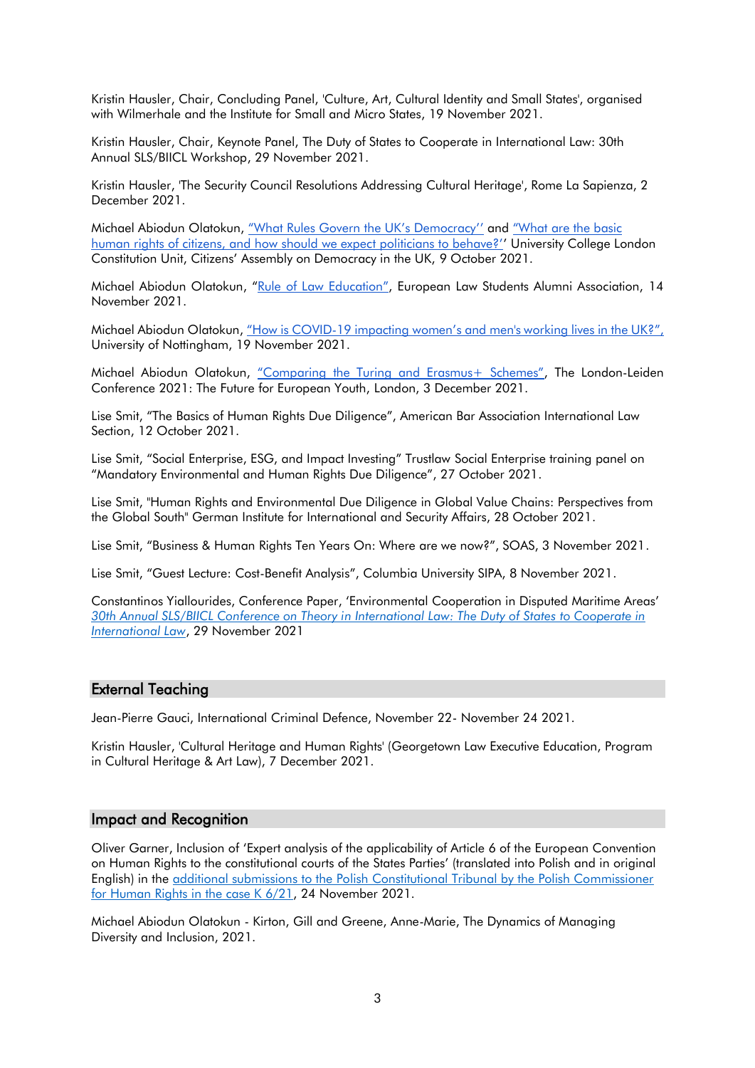Kristin Hausler, Chair, Concluding Panel, 'Culture, Art, Cultural Identity and Small States', organised with Wilmerhale and the Institute for Small and Micro States, 19 November 2021.

Kristin Hausler, Chair, Keynote Panel, The Duty of States to Cooperate in International Law: 30th Annual SLS/BIICL Workshop, 29 November 2021.

Kristin Hausler, 'The Security Council Resolutions Addressing Cultural Heritage', Rome La Sapienza, 2 December 2021.

Michael Abiodun Olatokun, "What Rules Govern the UK's Democracy'' and "What are the basic human rights of citizens, and how should we expect politicians to behave?'' University College London Constitution Unit, Citizens' Assembly on Democracy in the UK, 9 October 2021.

Michael Abiodun Olatokun, "Rule of Law Education", European Law Students Alumni Association, 14 November 2021.

Michael Abiodun Olatokun, "How is COVID-19 impacting women's and men's working lives in the UK?", University of Nottingham, 19 November 2021.

Michael Abiodun Olatokun, "Comparing the Turing and Erasmus+ Schemes", The London-Leiden Conference 2021: The Future for European Youth, London, 3 December 2021.

Lise Smit, "The Basics of Human Rights Due Diligence", American Bar Association International Law Section, 12 October 2021.

Lise Smit, "Social Enterprise, ESG, and Impact Investing" Trustlaw Social Enterprise training panel on "Mandatory Environmental and Human Rights Due Diligence", 27 October 2021.

Lise Smit, "Human Rights and Environmental Due Diligence in Global Value Chains: Perspectives from the Global South" German Institute for International and Security Affairs, 28 October 2021.

Lise Smit, "Business & Human Rights Ten Years On: Where are we now?", SOAS, 3 November 2021.

Lise Smit, "Guest Lecture: Cost-Benefit Analysis", Columbia University SIPA, 8 November 2021.

Constantinos Yiallourides, Conference Paper, 'Environmental Cooperation in Disputed Maritime Areas' *30th Annual SLS/BIICL Conference on Theory in International Law: The Duty of States to Cooperate in International Law*, 29 November 2021

## External Teaching

Jean-Pierre Gauci, International Criminal Defence, November 22- November 24 2021.

Kristin Hausler, 'Cultural Heritage and Human Rights' (Georgetown Law Executive Education, Program in Cultural Heritage & Art Law), 7 December 2021.

## Impact and Recognition

Oliver Garner, Inclusion of 'Expert analysis of the applicability of Article 6 of the European Convention on Human Rights to the constitutional courts of the States Parties' (translated into Polish and in original English) in the additional submissions to the Polish Constitutional Tribunal by the Polish Commissioner for Human Rights in the case K 6/21, 24 November 2021.

Michael Abiodun Olatokun - Kirton, Gill and Greene, Anne-Marie, The Dynamics of Managing Diversity and Inclusion, 2021.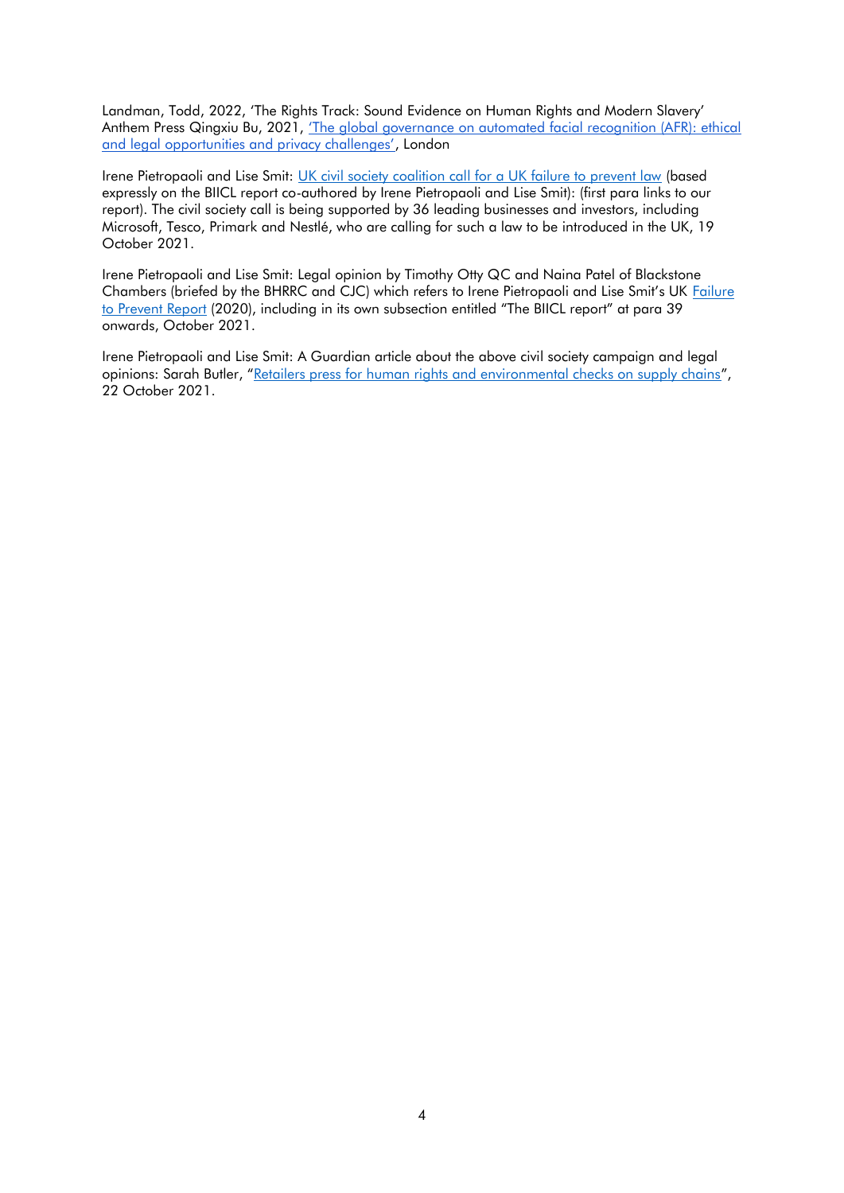Landman, Todd, 2022, 'The Rights Track: Sound Evidence on Human Rights and Modern Slavery' Anthem Press Qingxiu Bu, 2021, 'The global governance on automated facial recognition (AFR): ethical and legal opportunities and privacy challenges', London

Irene Pietropaoli and Lise Smit: UK civil society coalition call for a UK failure to prevent law (based expressly on the BIICL report co-authored by Irene Pietropaoli and Lise Smit): (first para links to our report). The civil society call is being supported by 36 leading businesses and investors, including Microsoft, Tesco, Primark and Nestlé, who are calling for such a law to be introduced in the UK, 19 October 2021.

Irene Pietropaoli and Lise Smit: Legal opinion by Timothy Otty QC and Naina Patel of Blackstone Chambers (briefed by the BHRRC and CJC) which refers to Irene Pietropaoli and Lise Smit's UK Failure to Prevent Report (2020), including in its own subsection entitled "The BIICL report" at para 39 onwards, October 2021.

Irene Pietropaoli and Lise Smit: A Guardian article about the above civil society campaign and legal opinions: Sarah Butler, "Retailers press for human rights and environmental checks on supply chains", 22 October 2021.